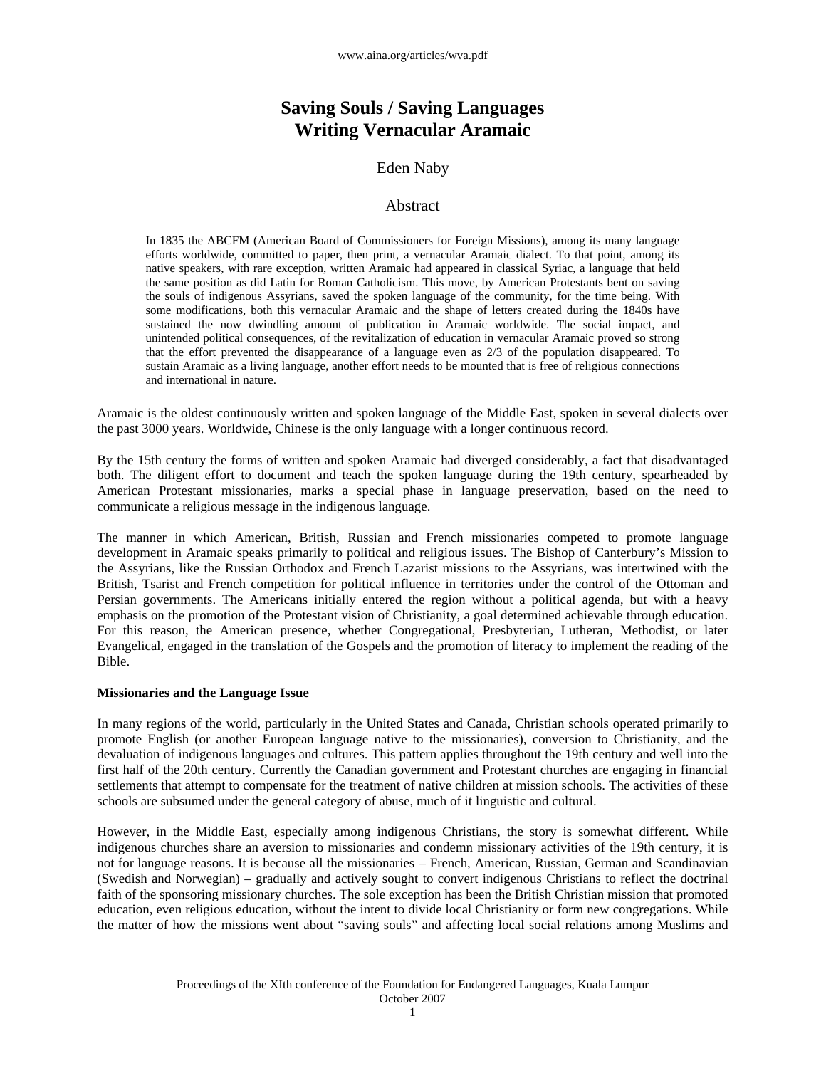# Saving Souls / Saving Languages
# Writing Vernacular Aramaic

Eden Naby

## Abstract

In 1835 the ABCFM (American Board of Commissioners for Foreign Missions), among its many language efforts worldwide, committed to paper, then print, a vernacular Aramaic dialect. To that point, among its native speakers, with rare exception, written Aramaic had appeared in classical Syriac, a language that held the same position as did Latin for Roman Catholicism. This move, by American Protestants bent on saving the souls of indigenous Assyrians, saved the spoken language of the community, for the time being. With some modifications, both this vernacular Aramaic and the shape of letters created during the 1840s have sustained the now dwindling amount of publication in Aramaic worldwide. The social impact, and unintended political consequences, of the revitalization of education in vernacular Aramaic proved so strong that the effort prevented the disappearance of a language even as 2/3 of the population disappeared. To sustain Aramaic as a living language, another effort needs to be mounted that is free of religious connections and international in nature.

Aramaic is the oldest continuously written and spoken language of the Middle East, spoken in several dialects over the past 3000 years. Worldwide, Chinese is the only language with a longer continuous record.

By the 15th century the forms of written and spoken Aramaic had diverged considerably, a fact that disadvantaged both. The diligent effort to document and teach the spoken language during the 19th century, spearheaded by American Protestant missionaries, marks a special phase in language preservation, based on the need to communicate a religious message in the indigenous language.

The manner in which American, British, Russian and French missionaries competed to promote language development in Aramaic speaks primarily to political and religious issues. The Bishop of Canterbury's Mission to the Assyrians, like the Russian Orthodox and French Lazarist missions to the Assyrians, was intertwined with the British, Tsarist and French competition for political influence in territories under the control of the Ottoman and Persian governments. The Americans initially entered the region without a political agenda, but with a heavy emphasis on the promotion of the Protestant vision of Christianity, a goal determined achievable through education. For this reason, the American presence, whether Congregational, Presbyterian, Lutheran, Methodist, or later Evangelical, engaged in the translation of the Gospels and the promotion of literacy to implement the reading of the Bible.

**Missionaries and the Language Issue**

In many regions of the world, particularly in the United States and Canada, Christian schools operated primarily to promote English (or another European language native to the missionaries), conversion to Christianity, and the devaluation of indigenous languages and cultures. This pattern applies throughout the 19th century and well into the first half of the 20th century. Currently the Canadian government and Protestant churches are engaging in financial settlements that attempt to compensate for the treatment of native children at mission schools. The activities of these schools are subsumed under the general category of abuse, much of it linguistic and cultural.

However, in the Middle East, especially among indigenous Christians, the story is somewhat different. While indigenous churches share an aversion to missionaries and condemn missionary activities of the 19th century, it is not for language reasons. It is because all the missionaries – French, American, Russian, German and Scandinavian (Swedish and Norwegian) – gradually and actively sought to convert indigenous Christians to reflect the doctrinal faith of the sponsoring missionary churches. The sole exception has been the British Christian mission that promoted education, even religious education, without the intent to divide local Christianity or form new congregations. While the matter of how the missions went about "saving souls" and affecting local social relations among Muslims and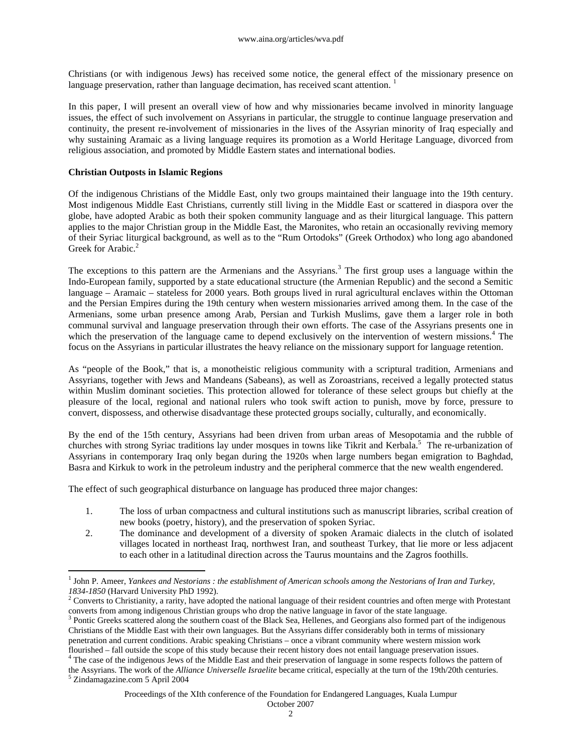Christians (or with indigenous Jews) has received some notice, the general effect of the missionary presence on language preservation, rather than language decimation, has received scant attention. [1]

In this paper, I will present an overall view of how and why missionaries became involved in minority language issues, the effect of such involvement on Assyrians in particular, the struggle to continue language preservation and continuity, the present re-involvement of missionaries in the lives of the Assyrian minority of Iraq especially and why sustaining Aramaic as a living language requires its promotion as a World Heritage Language, divorced from religious association, and promoted by Middle Eastern states and international bodies.

**Christian Outposts in Islamic Regions**

Of the indigenous Christians of the Middle East, only two groups maintained their language into the 19th century. Most indigenous Middle East Christians, currently still living in the Middle East or scattered in diaspora over the globe, have adopted Arabic as both their spoken community language and as their liturgical language. This pattern applies to the major Christian group in the Middle East, the Maronites, who retain an occasionally reviving memory of their Syriac liturgical background, as well as to the "Rum Ortodoks" (Greek Orthodox) who long ago abandoned Greek for Arabic.[2]

The exceptions to this pattern are the Armenians and the Assyrians.[3] The first group uses a language within the Indo-European family, supported by a state educational structure (the Armenian Republic) and the second a Semitic language – Aramaic – stateless for 2000 years. Both groups lived in rural agricultural enclaves within the Ottoman and the Persian Empires during the 19th century when western missionaries arrived among them. In the case of the Armenians, some urban presence among Arab, Persian and Turkish Muslims, gave them a larger role in both communal survival and language preservation through their own efforts. The case of the Assyrians presents one in which the preservation of the language came to depend exclusively on the intervention of western missions.[4] The focus on the Assyrians in particular illustrates the heavy reliance on the missionary support for language retention.

As "people of the Book," that is, a monotheistic religious community with a scriptural tradition, Armenians and Assyrians, together with Jews and Mandeans (Sabeans), as well as Zoroastrians, received a legally protected status within Muslim dominant societies. This protection allowed for tolerance of these select groups but chiefly at the pleasure of the local, regional and national rulers who took swift action to punish, move by force, pressure to convert, dispossess, and otherwise disadvantage these protected groups socially, culturally, and economically.

By the end of the 15th century, Assyrians had been driven from urban areas of Mesopotamia and the rubble of churches with strong Syriac traditions lay under mosques in towns like Tikrit and Kerbala.[5] The re-urbanization of Assyrians in contemporary Iraq only began during the 1920s when large numbers began emigration to Baghdad, Basra and Kirkuk to work in the petroleum industry and the peripheral commerce that the new wealth engendered.

The effect of such geographical disturbance on language has produced three major changes:

1. The loss of urban compactness and cultural institutions such as manuscript libraries, scribal creation of new books (poetry, history), and the preservation of spoken Syriac.
2. The dominance and development of a diversity of spoken Aramaic dialects in the clutch of isolated villages located in northeast Iraq, northwest Iran, and southeast Turkey, that lie more or less adjacent to each other in a latitudinal direction across the Taurus mountains and the Zagros foothills.

---

[1] John P. Ameer, *Yankees and Nestorians : the establishment of American schools among the Nestorians of Iran and Turkey, 1834-1850* (Harvard University PhD 1992).

[2] Converts to Christianity, a rarity, have adopted the national language of their resident countries and often merge with Protestant converts from among indigenous Christian groups who drop the native language in favor of the state language.

[3] Pontic Greeks scattered along the southern coast of the Black Sea, Hellenes, and Georgians also formed part of the indigenous Christians of the Middle East with their own languages. But the Assyrians differ considerably both in terms of missionary penetration and current conditions. Arabic speaking Christians – once a vibrant community where western mission work flourished – fall outside the scope of this study because their recent history does not entail language preservation issues.

[4] The case of the indigenous Jews of the Middle East and their preservation of language in some respects follows the pattern of the Assyrians. The work of the *Alliance Universelle Israelite* became critical, especially at the turn of the 19th/20th centuries.

[5] Zindamagazine.com 5 April 2004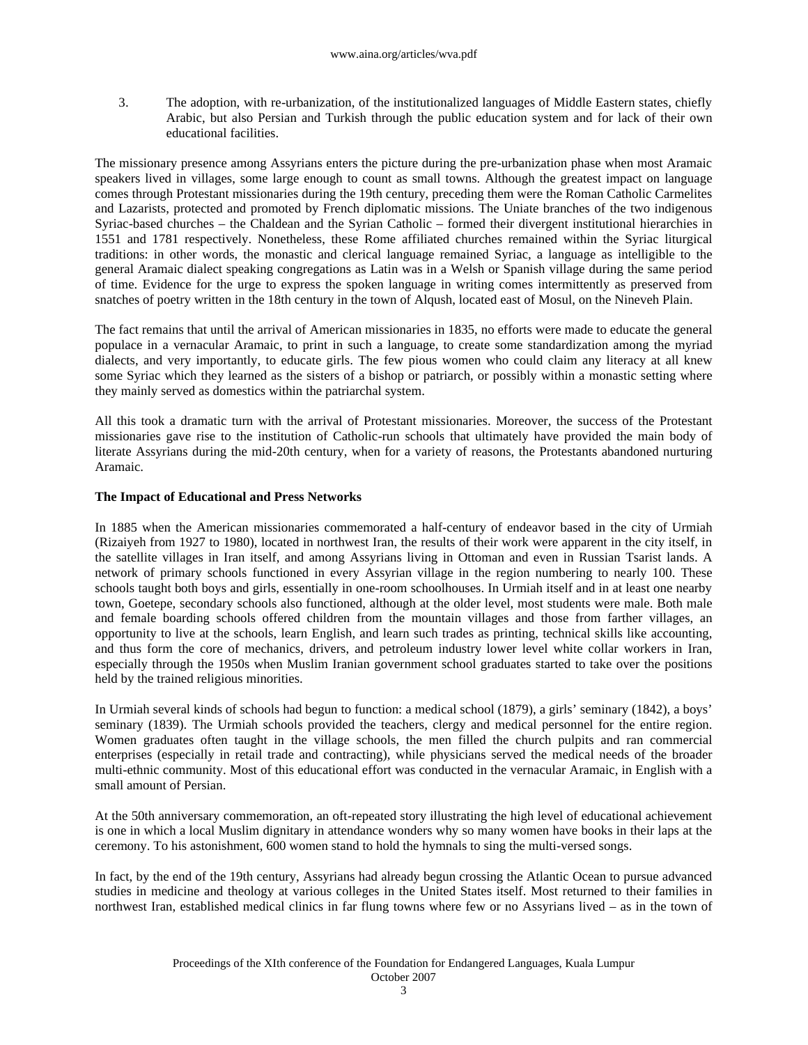3. The adoption, with re-urbanization, of the institutionalized languages of Middle Eastern states, chiefly Arabic, but also Persian and Turkish through the public education system and for lack of their own educational facilities.

The missionary presence among Assyrians enters the picture during the pre-urbanization phase when most Aramaic speakers lived in villages, some large enough to count as small towns. Although the greatest impact on language comes through Protestant missionaries during the 19th century, preceding them were the Roman Catholic Carmelites and Lazarists, protected and promoted by French diplomatic missions. The Uniate branches of the two indigenous Syriac-based churches – the Chaldean and the Syrian Catholic – formed their divergent institutional hierarchies in 1551 and 1781 respectively. Nonetheless, these Rome affiliated churches remained within the Syriac liturgical traditions: in other words, the monastic and clerical language remained Syriac, a language as intelligible to the general Aramaic dialect speaking congregations as Latin was in a Welsh or Spanish village during the same period of time. Evidence for the urge to express the spoken language in writing comes intermittently as preserved from snatches of poetry written in the 18th century in the town of Alqush, located east of Mosul, on the Nineveh Plain.

The fact remains that until the arrival of American missionaries in 1835, no efforts were made to educate the general populace in a vernacular Aramaic, to print in such a language, to create some standardization among the myriad dialects, and very importantly, to educate girls. The few pious women who could claim any literacy at all knew some Syriac which they learned as the sisters of a bishop or patriarch, or possibly within a monastic setting where they mainly served as domestics within the patriarchal system.

All this took a dramatic turn with the arrival of Protestant missionaries. Moreover, the success of the Protestant missionaries gave rise to the institution of Catholic-run schools that ultimately have provided the main body of literate Assyrians during the mid-20th century, when for a variety of reasons, the Protestants abandoned nurturing Aramaic.

**The Impact of Educational and Press Networks**

In 1885 when the American missionaries commemorated a half-century of endeavor based in the city of Urmiah (Rizaiyeh from 1927 to 1980), located in northwest Iran, the results of their work were apparent in the city itself, in the satellite villages in Iran itself, and among Assyrians living in Ottoman and even in Russian Tsarist lands. A network of primary schools functioned in every Assyrian village in the region numbering to nearly 100. These schools taught both boys and girls, essentially in one-room schoolhouses. In Urmiah itself and in at least one nearby town, Goetepe, secondary schools also functioned, although at the older level, most students were male. Both male and female boarding schools offered children from the mountain villages and those from farther villages, an opportunity to live at the schools, learn English, and learn such trades as printing, technical skills like accounting, and thus form the core of mechanics, drivers, and petroleum industry lower level white collar workers in Iran, especially through the 1950s when Muslim Iranian government school graduates started to take over the positions held by the trained religious minorities.

In Urmiah several kinds of schools had begun to function: a medical school (1879), a girls' seminary (1842), a boys' seminary (1839). The Urmiah schools provided the teachers, clergy and medical personnel for the entire region. Women graduates often taught in the village schools, the men filled the church pulpits and ran commercial enterprises (especially in retail trade and contracting), while physicians served the medical needs of the broader multi-ethnic community. Most of this educational effort was conducted in the vernacular Aramaic, in English with a small amount of Persian.

At the 50th anniversary commemoration, an oft-repeated story illustrating the high level of educational achievement is one in which a local Muslim dignitary in attendance wonders why so many women have books in their laps at the ceremony. To his astonishment, 600 women stand to hold the hymnals to sing the multi-versed songs.

In fact, by the end of the 19th century, Assyrians had already begun crossing the Atlantic Ocean to pursue advanced studies in medicine and theology at various colleges in the United States itself. Most returned to their families in northwest Iran, established medical clinics in far flung towns where few or no Assyrians lived – as in the town of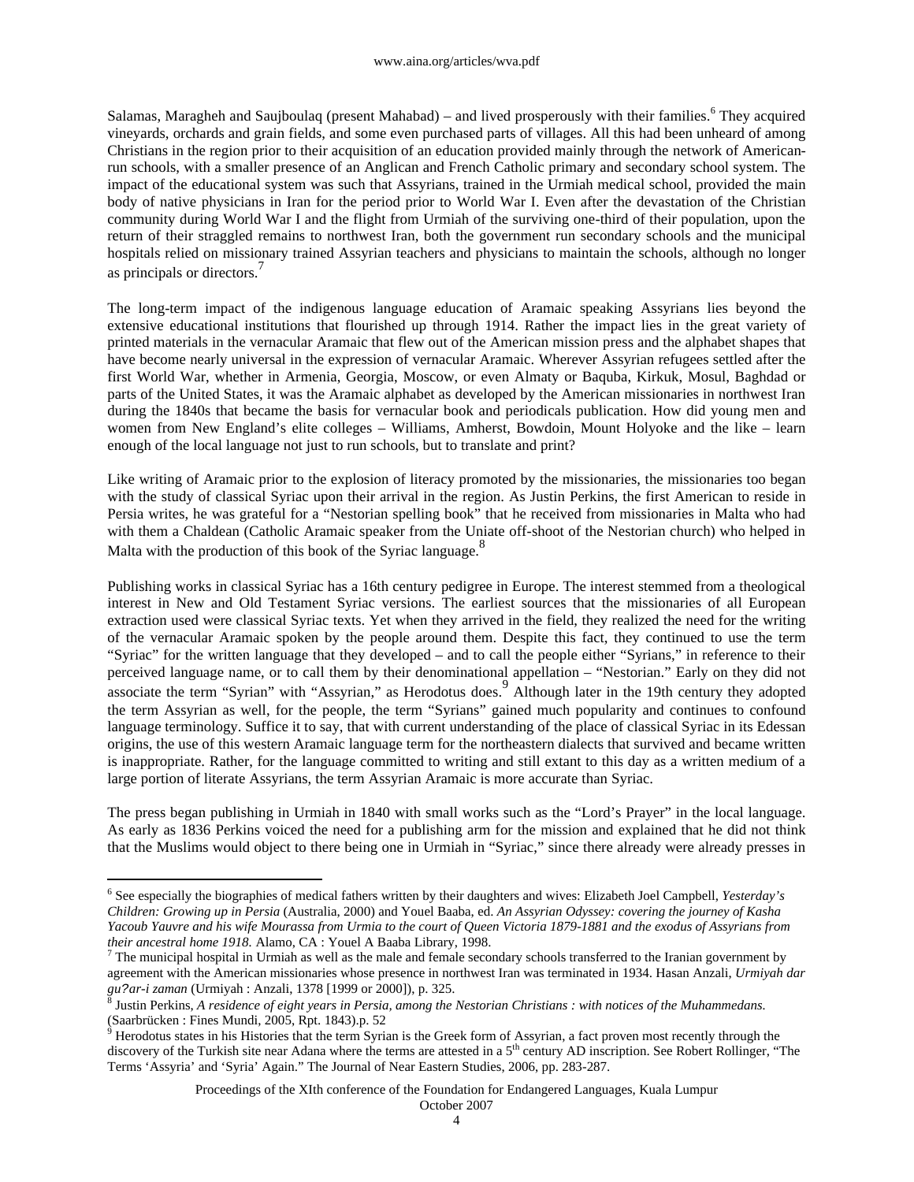Salamas, Maragheh and Saujboulaq (present Mahabad) – and lived prosperously with their families.[6] They acquired vineyards, orchards and grain fields, and some even purchased parts of villages. All this had been unheard of among Christians in the region prior to their acquisition of an education provided mainly through the network of American-run schools, with a smaller presence of an Anglican and French Catholic primary and secondary school system. The impact of the educational system was such that Assyrians, trained in the Urmiah medical school, provided the main body of native physicians in Iran for the period prior to World War I. Even after the devastation of the Christian community during World War I and the flight from Urmiah of the surviving one-third of their population, upon the return of their straggled remains to northwest Iran, both the government run secondary schools and the municipal hospitals relied on missionary trained Assyrian teachers and physicians to maintain the schools, although no longer as principals or directors.[7]

The long-term impact of the indigenous language education of Aramaic speaking Assyrians lies beyond the extensive educational institutions that flourished up through 1914. Rather the impact lies in the great variety of printed materials in the vernacular Aramaic that flew out of the American mission press and the alphabet shapes that have become nearly universal in the expression of vernacular Aramaic. Wherever Assyrian refugees settled after the first World War, whether in Armenia, Georgia, Moscow, or even Almaty or Baquba, Kirkuk, Mosul, Baghdad or parts of the United States, it was the Aramaic alphabet as developed by the American missionaries in northwest Iran during the 1840s that became the basis for vernacular book and periodicals publication. How did young men and women from New England's elite colleges – Williams, Amherst, Bowdoin, Mount Holyoke and the like – learn enough of the local language not just to run schools, but to translate and print?

Like writing of Aramaic prior to the explosion of literacy promoted by the missionaries, the missionaries too began with the study of classical Syriac upon their arrival in the region. As Justin Perkins, the first American to reside in Persia writes, he was grateful for a "Nestorian spelling book" that he received from missionaries in Malta who had with them a Chaldean (Catholic Aramaic speaker from the Uniate off-shoot of the Nestorian church) who helped in Malta with the production of this book of the Syriac language.[8]

Publishing works in classical Syriac has a 16th century pedigree in Europe. The interest stemmed from a theological interest in New and Old Testament Syriac versions. The earliest sources that the missionaries of all European extraction used were classical Syriac texts. Yet when they arrived in the field, they realized the need for the writing of the vernacular Aramaic spoken by the people around them. Despite this fact, they continued to use the term "Syriac" for the written language that they developed – and to call the people either "Syrians," in reference to their perceived language name, or to call them by their denominational appellation – "Nestorian." Early on they did not associate the term "Syrian" with "Assyrian," as Herodotus does.[9] Although later in the 19th century they adopted the term Assyrian as well, for the people, the term "Syrians" gained much popularity and continues to confound language terminology. Suffice it to say, that with current understanding of the place of classical Syriac in its Edessan origins, the use of this western Aramaic language term for the northeastern dialects that survived and became written is inappropriate. Rather, for the language committed to writing and still extant to this day as a written medium of a large portion of literate Assyrians, the term Assyrian Aramaic is more accurate than Syriac.

The press began publishing in Urmiah in 1840 with small works such as the "Lord's Prayer" in the local language. As early as 1836 Perkins voiced the need for a publishing arm for the mission and explained that he did not think that the Muslims would object to there being one in Urmiah in "Syriac," since there already were already presses in

---

[6] See especially the biographies of medical fathers written by their daughters and wives: Elizabeth Joel Campbell, *Yesterday's Children: Growing up in Persia* (Australia, 2000) and Youel Baaba, ed. *An Assyrian Odyssey: covering the journey of Kasha Yacoub Yauvre and his wife Mourassa from Urmia to the court of Queen Victoria 1879-1881 and the exodus of Assyrians from their ancestral home 1918*. Alamo, CA : Youel A Baaba Library, 1998.

[7] The municipal hospital in Urmiah as well as the male and female secondary schools transferred to the Iranian government by agreement with the American missionaries whose presence in northwest Iran was terminated in 1934. Hasan Anzali, *Urmiyah dar guʔar-i zaman* (Urmiyah : Anzali, 1378 [1999 or 2000]), p. 325.

[8] Justin Perkins, *A residence of eight years in Persia, among the Nestorian Christians : with notices of the Muhammedans.* (Saarbrücken : Fines Mundi, 2005, Rpt. 1843).p. 52

[9] Herodotus states in his Histories that the term Syrian is the Greek form of Assyrian, a fact proven most recently through the discovery of the Turkish site near Adana where the terms are attested in a 5th century AD inscription. See Robert Rollinger, "The Terms 'Assyria' and 'Syria' Again." The Journal of Near Eastern Studies, 2006, pp. 283-287.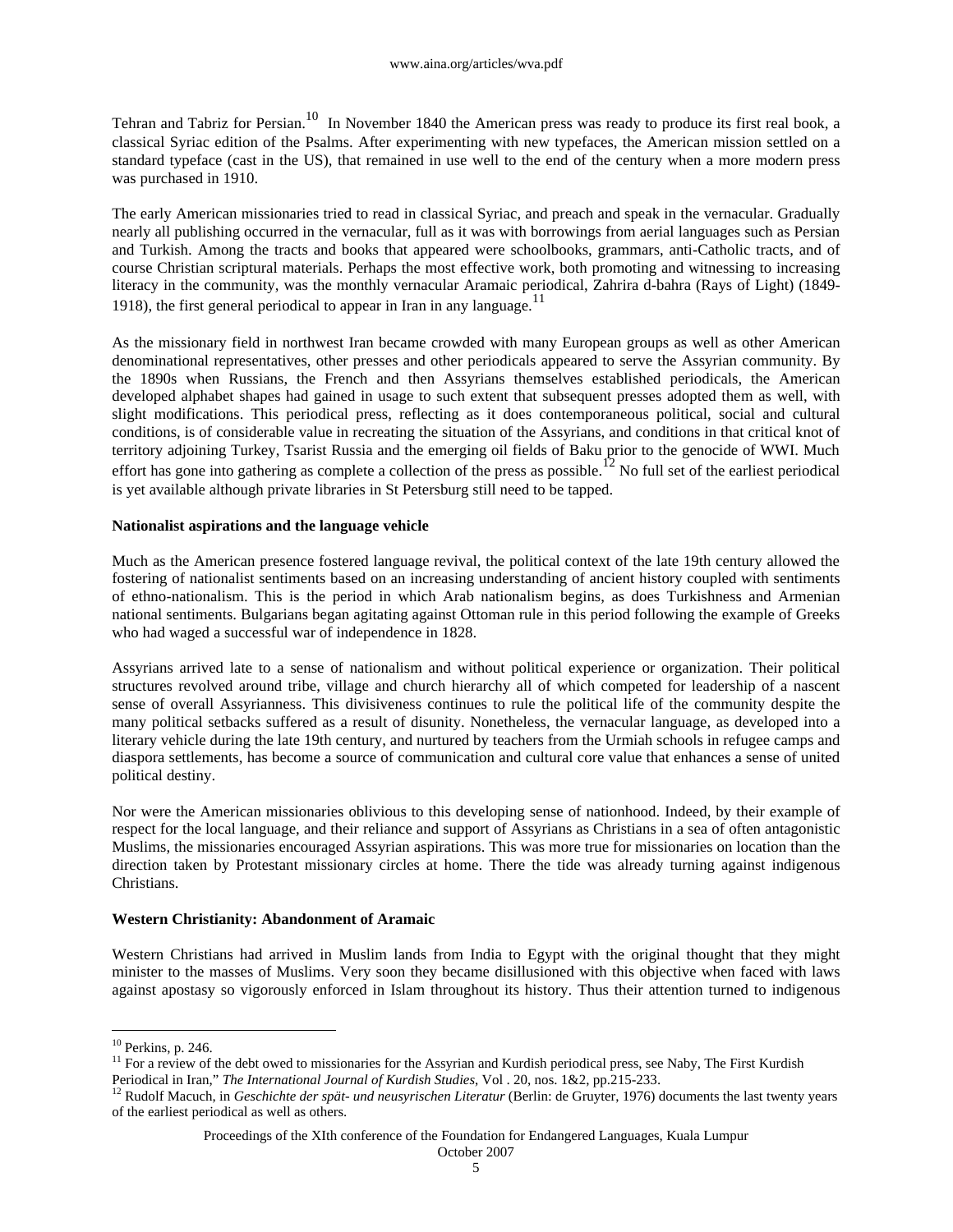Tehran and Tabriz for Persian.[10] In November 1840 the American press was ready to produce its first real book, a classical Syriac edition of the Psalms. After experimenting with new typefaces, the American mission settled on a standard typeface (cast in the US), that remained in use well to the end of the century when a more modern press was purchased in 1910.

The early American missionaries tried to read in classical Syriac, and preach and speak in the vernacular. Gradually nearly all publishing occurred in the vernacular, full as it was with borrowings from aerial languages such as Persian and Turkish. Among the tracts and books that appeared were schoolbooks, grammars, anti-Catholic tracts, and of course Christian scriptural materials. Perhaps the most effective work, both promoting and witnessing to increasing literacy in the community, was the monthly vernacular Aramaic periodical, Zahrira d-bahra (Rays of Light) (1849-1918), the first general periodical to appear in Iran in any language.[11]

As the missionary field in northwest Iran became crowded with many European groups as well as other American denominational representatives, other presses and other periodicals appeared to serve the Assyrian community. By the 1890s when Russians, the French and then Assyrians themselves established periodicals, the American developed alphabet shapes had gained in usage to such extent that subsequent presses adopted them as well, with slight modifications. This periodical press, reflecting as it does contemporaneous political, social and cultural conditions, is of considerable value in recreating the situation of the Assyrians, and conditions in that critical knot of territory adjoining Turkey, Tsarist Russia and the emerging oil fields of Baku prior to the genocide of WWI. Much effort has gone into gathering as complete a collection of the press as possible.[12] No full set of the earliest periodical is yet available although private libraries in St Petersburg still need to be tapped.

**Nationalist aspirations and the language vehicle**

Much as the American presence fostered language revival, the political context of the late 19th century allowed the fostering of nationalist sentiments based on an increasing understanding of ancient history coupled with sentiments of ethno-nationalism. This is the period in which Arab nationalism begins, as does Turkishness and Armenian national sentiments. Bulgarians began agitating against Ottoman rule in this period following the example of Greeks who had waged a successful war of independence in 1828.

Assyrians arrived late to a sense of nationalism and without political experience or organization. Their political structures revolved around tribe, village and church hierarchy all of which competed for leadership of a nascent sense of overall Assyrianness. This divisiveness continues to rule the political life of the community despite the many political setbacks suffered as a result of disunity. Nonetheless, the vernacular language, as developed into a literary vehicle during the late 19th century, and nurtured by teachers from the Urmiah schools in refugee camps and diaspora settlements, has become a source of communication and cultural core value that enhances a sense of united political destiny.

Nor were the American missionaries oblivious to this developing sense of nationhood. Indeed, by their example of respect for the local language, and their reliance and support of Assyrians as Christians in a sea of often antagonistic Muslims, the missionaries encouraged Assyrian aspirations. This was more true for missionaries on location than the direction taken by Protestant missionary circles at home. There the tide was already turning against indigenous Christians.

**Western Christianity: Abandonment of Aramaic**

Western Christians had arrived in Muslim lands from India to Egypt with the original thought that they might minister to the masses of Muslims. Very soon they became disillusioned with this objective when faced with laws against apostasy so vigorously enforced in Islam throughout its history. Thus their attention turned to indigenous

---

[10] Perkins, p. 246.

[11] For a review of the debt owed to missionaries for the Assyrian and Kurdish periodical press, see Naby, The First Kurdish Periodical in Iran," *The International Journal of Kurdish Studies*, Vol . 20, nos. 1&2, pp.215-233.

[12] Rudolf Macuch, in *Geschichte der spät- und neusyrischen Literatur* (Berlin: de Gruyter, 1976) documents the last twenty years of the earliest periodical as well as others.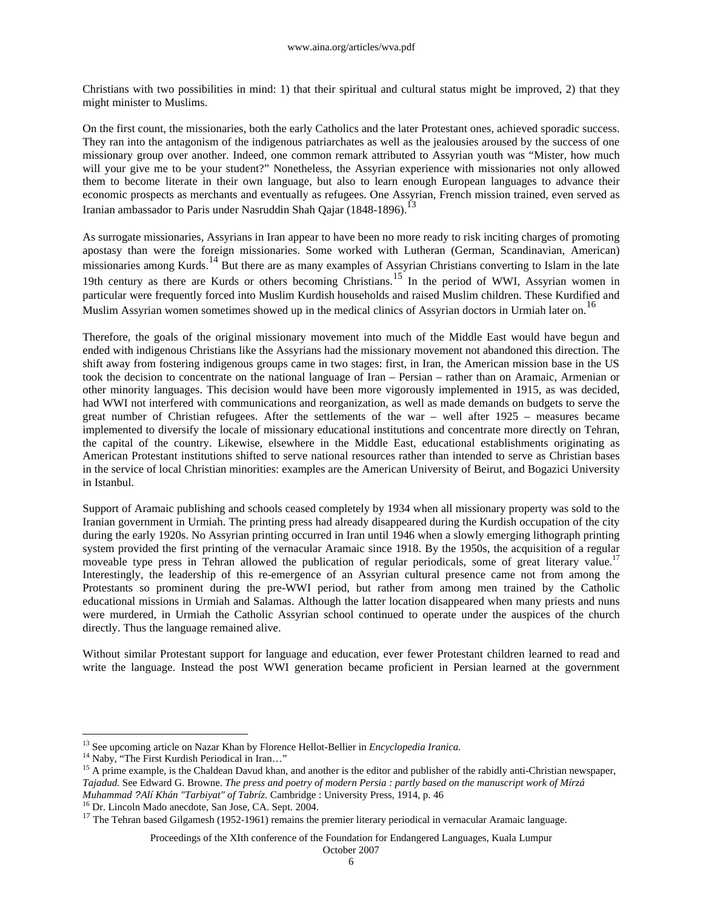Christians with two possibilities in mind: 1) that their spiritual and cultural status might be improved, 2) that they might minister to Muslims.

On the first count, the missionaries, both the early Catholics and the later Protestant ones, achieved sporadic success. They ran into the antagonism of the indigenous patriarchates as well as the jealousies aroused by the success of one missionary group over another. Indeed, one common remark attributed to Assyrian youth was "Mister, how much will your give me to be your student?" Nonetheless, the Assyrian experience with missionaries not only allowed them to become literate in their own language, but also to learn enough European languages to advance their economic prospects as merchants and eventually as refugees. One Assyrian, French mission trained, even served as Iranian ambassador to Paris under Nasruddin Shah Qajar (1848-1896).[13]

As surrogate missionaries, Assyrians in Iran appear to have been no more ready to risk inciting charges of promoting apostasy than were the foreign missionaries. Some worked with Lutheran (German, Scandinavian, American) missionaries among Kurds.[14] But there are as many examples of Assyrian Christians converting to Islam in the late 19th century as there are Kurds or others becoming Christians.[15] In the period of WWI, Assyrian women in particular were frequently forced into Muslim Kurdish households and raised Muslim children. These Kurdified and Muslim Assyrian women sometimes showed up in the medical clinics of Assyrian doctors in Urmiah later on.[16]

Therefore, the goals of the original missionary movement into much of the Middle East would have begun and ended with indigenous Christians like the Assyrians had the missionary movement not abandoned this direction. The shift away from fostering indigenous groups came in two stages: first, in Iran, the American mission base in the US took the decision to concentrate on the national language of Iran – Persian – rather than on Aramaic, Armenian or other minority languages. This decision would have been more vigorously implemented in 1915, as was decided, had WWI not interfered with communications and reorganization, as well as made demands on budgets to serve the great number of Christian refugees. After the settlements of the war – well after 1925 – measures became implemented to diversify the locale of missionary educational institutions and concentrate more directly on Tehran, the capital of the country. Likewise, elsewhere in the Middle East, educational establishments originating as American Protestant institutions shifted to serve national resources rather than intended to serve as Christian bases in the service of local Christian minorities: examples are the American University of Beirut, and Bogazici University in Istanbul.

Support of Aramaic publishing and schools ceased completely by 1934 when all missionary property was sold to the Iranian government in Urmiah. The printing press had already disappeared during the Kurdish occupation of the city during the early 1920s. No Assyrian printing occurred in Iran until 1946 when a slowly emerging lithograph printing system provided the first printing of the vernacular Aramaic since 1918. By the 1950s, the acquisition of a regular moveable type press in Tehran allowed the publication of regular periodicals, some of great literary value.[17] Interestingly, the leadership of this re-emergence of an Assyrian cultural presence came not from among the Protestants so prominent during the pre-WWI period, but rather from among men trained by the Catholic educational missions in Urmiah and Salamas. Although the latter location disappeared when many priests and nuns were murdered, in Urmiah the Catholic Assyrian school continued to operate under the auspices of the church directly. Thus the language remained alive.

Without similar Protestant support for language and education, ever fewer Protestant children learned to read and write the language. Instead the post WWI generation became proficient in Persian learned at the government

---

[13] See upcoming article on Nazar Khan by Florence Hellot-Bellier in *Encyclopedia Iranica.*

[14] Naby, "The First Kurdish Periodical in Iran…"

[15] A prime example, is the Chaldean Davud khan, and another is the editor and publisher of the rabidly anti-Christian newspaper, *Tajadud.* See Edward G. Browne. *The press and poetry of modern Persia : partly based on the manuscript work of Mírzá Muhammad ʔAlí Khán "Tarbiyat" of Tabríz.* Cambridge : University Press, 1914, p. 46

[16] Dr. Lincoln Mado anecdote, San Jose, CA. Sept. 2004.

[17] The Tehran based Gilgamesh (1952-1961) remains the premier literary periodical in vernacular Aramaic language.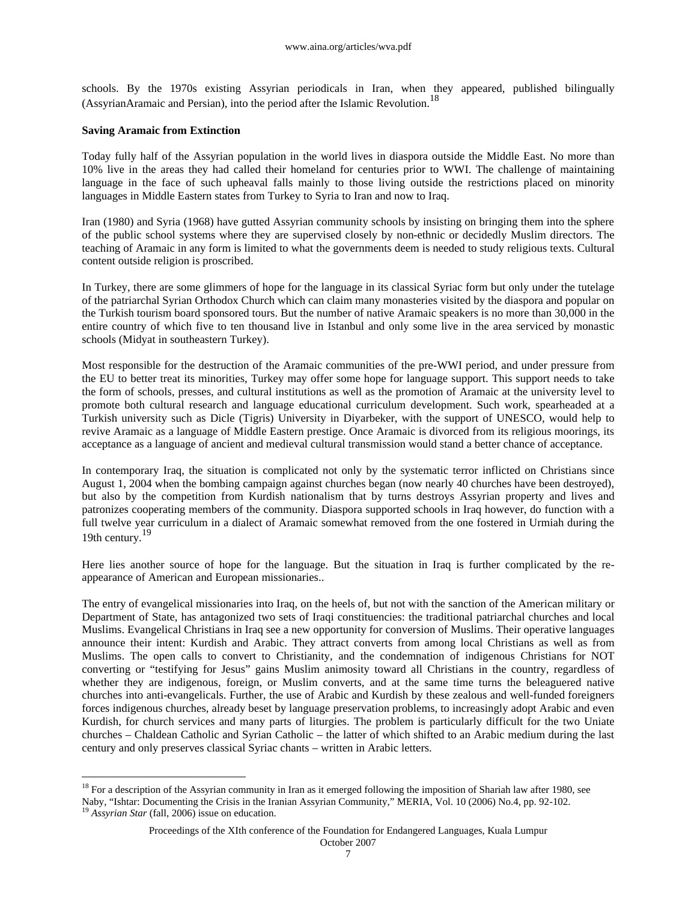schools. By the 1970s existing Assyrian periodicals in Iran, when they appeared, published bilingually (AssyrianAramaic and Persian), into the period after the Islamic Revolution.[18]

**Saving Aramaic from Extinction**

Today fully half of the Assyrian population in the world lives in diaspora outside the Middle East. No more than 10% live in the areas they had called their homeland for centuries prior to WWI. The challenge of maintaining language in the face of such upheaval falls mainly to those living outside the restrictions placed on minority languages in Middle Eastern states from Turkey to Syria to Iran and now to Iraq.

Iran (1980) and Syria (1968) have gutted Assyrian community schools by insisting on bringing them into the sphere of the public school systems where they are supervised closely by non-ethnic or decidedly Muslim directors. The teaching of Aramaic in any form is limited to what the governments deem is needed to study religious texts. Cultural content outside religion is proscribed.

In Turkey, there are some glimmers of hope for the language in its classical Syriac form but only under the tutelage of the patriarchal Syrian Orthodox Church which can claim many monasteries visited by the diaspora and popular on the Turkish tourism board sponsored tours. But the number of native Aramaic speakers is no more than 30,000 in the entire country of which five to ten thousand live in Istanbul and only some live in the area serviced by monastic schools (Midyat in southeastern Turkey).

Most responsible for the destruction of the Aramaic communities of the pre-WWI period, and under pressure from the EU to better treat its minorities, Turkey may offer some hope for language support. This support needs to take the form of schools, presses, and cultural institutions as well as the promotion of Aramaic at the university level to promote both cultural research and language educational curriculum development. Such work, spearheaded at a Turkish university such as Dicle (Tigris) University in Diyarbeker, with the support of UNESCO, would help to revive Aramaic as a language of Middle Eastern prestige. Once Aramaic is divorced from its religious moorings, its acceptance as a language of ancient and medieval cultural transmission would stand a better chance of acceptance.

In contemporary Iraq, the situation is complicated not only by the systematic terror inflicted on Christians since August 1, 2004 when the bombing campaign against churches began (now nearly 40 churches have been destroyed), but also by the competition from Kurdish nationalism that by turns destroys Assyrian property and lives and patronizes cooperating members of the community. Diaspora supported schools in Iraq however, do function with a full twelve year curriculum in a dialect of Aramaic somewhat removed from the one fostered in Urmiah during the 19th century.[19]

Here lies another source of hope for the language. But the situation in Iraq is further complicated by the re-appearance of American and European missionaries..

The entry of evangelical missionaries into Iraq, on the heels of, but not with the sanction of the American military or Department of State, has antagonized two sets of Iraqi constituencies: the traditional patriarchal churches and local Muslims. Evangelical Christians in Iraq see a new opportunity for conversion of Muslims. Their operative languages announce their intent: Kurdish and Arabic. They attract converts from among local Christians as well as from Muslims. The open calls to convert to Christianity, and the condemnation of indigenous Christians for NOT converting or "testifying for Jesus" gains Muslim animosity toward all Christians in the country, regardless of whether they are indigenous, foreign, or Muslim converts, and at the same time turns the beleaguered native churches into anti-evangelicals. Further, the use of Arabic and Kurdish by these zealous and well-funded foreigners forces indigenous churches, already beset by language preservation problems, to increasingly adopt Arabic and even Kurdish, for church services and many parts of liturgies. The problem is particularly difficult for the two Uniate churches – Chaldean Catholic and Syrian Catholic – the latter of which shifted to an Arabic medium during the last century and only preserves classical Syriac chants – written in Arabic letters.

---

[18] For a description of the Assyrian community in Iran as it emerged following the imposition of Shariah law after 1980, see Naby, "Ishtar: Documenting the Crisis in the Iranian Assyrian Community," MERIA, Vol. 10 (2006) No.4, pp. 92-102.

[19] *Assyrian Star* (fall, 2006) issue on education.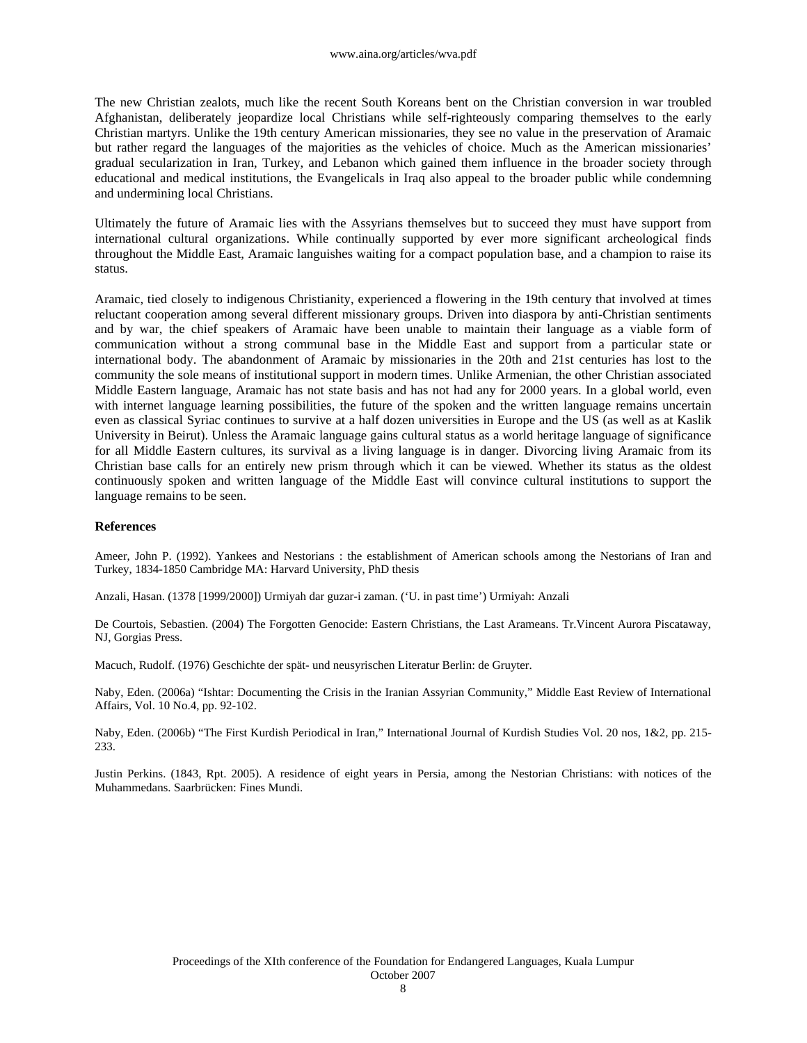The new Christian zealots, much like the recent South Koreans bent on the Christian conversion in war troubled Afghanistan, deliberately jeopardize local Christians while self-righteously comparing themselves to the early Christian martyrs. Unlike the 19th century American missionaries, they see no value in the preservation of Aramaic but rather regard the languages of the majorities as the vehicles of choice. Much as the American missionaries' gradual secularization in Iran, Turkey, and Lebanon which gained them influence in the broader society through educational and medical institutions, the Evangelicals in Iraq also appeal to the broader public while condemning and undermining local Christians.

Ultimately the future of Aramaic lies with the Assyrians themselves but to succeed they must have support from international cultural organizations. While continually supported by ever more significant archeological finds throughout the Middle East, Aramaic languishes waiting for a compact population base, and a champion to raise its status.

Aramaic, tied closely to indigenous Christianity, experienced a flowering in the 19th century that involved at times reluctant cooperation among several different missionary groups. Driven into diaspora by anti-Christian sentiments and by war, the chief speakers of Aramaic have been unable to maintain their language as a viable form of communication without a strong communal base in the Middle East and support from a particular state or international body. The abandonment of Aramaic by missionaries in the 20th and 21st centuries has lost to the community the sole means of institutional support in modern times. Unlike Armenian, the other Christian associated Middle Eastern language, Aramaic has not state basis and has not had any for 2000 years. In a global world, even with internet language learning possibilities, the future of the spoken and the written language remains uncertain even as classical Syriac continues to survive at a half dozen universities in Europe and the US (as well as at Kaslik University in Beirut). Unless the Aramaic language gains cultural status as a world heritage language of significance for all Middle Eastern cultures, its survival as a living language is in danger. Divorcing living Aramaic from its Christian base calls for an entirely new prism through which it can be viewed. Whether its status as the oldest continuously spoken and written language of the Middle East will convince cultural institutions to support the language remains to be seen.

## References

Ameer, John P. (1992). Yankees and Nestorians : the establishment of American schools among the Nestorians of Iran and Turkey, 1834-1850 Cambridge MA: Harvard University, PhD thesis

Anzali, Hasan. (1378 [1999/2000]) Urmiyah dar guzar-i zaman. ('U. in past time') Urmiyah: Anzali

De Courtois, Sebastien. (2004) The Forgotten Genocide: Eastern Christians, the Last Arameans. Tr.Vincent Aurora Piscataway, NJ, Gorgias Press.

Macuch, Rudolf. (1976) Geschichte der spät- und neusyrischen Literatur Berlin: de Gruyter.

Naby, Eden. (2006a) "Ishtar: Documenting the Crisis in the Iranian Assyrian Community," Middle East Review of International Affairs, Vol. 10 No.4, pp. 92-102.

Naby, Eden. (2006b) "The First Kurdish Periodical in Iran," International Journal of Kurdish Studies Vol. 20 nos, 1&2, pp. 215-233.

Justin Perkins. (1843, Rpt. 2005). A residence of eight years in Persia, among the Nestorian Christians: with notices of the Muhammedans. Saarbrücken: Fines Mundi.